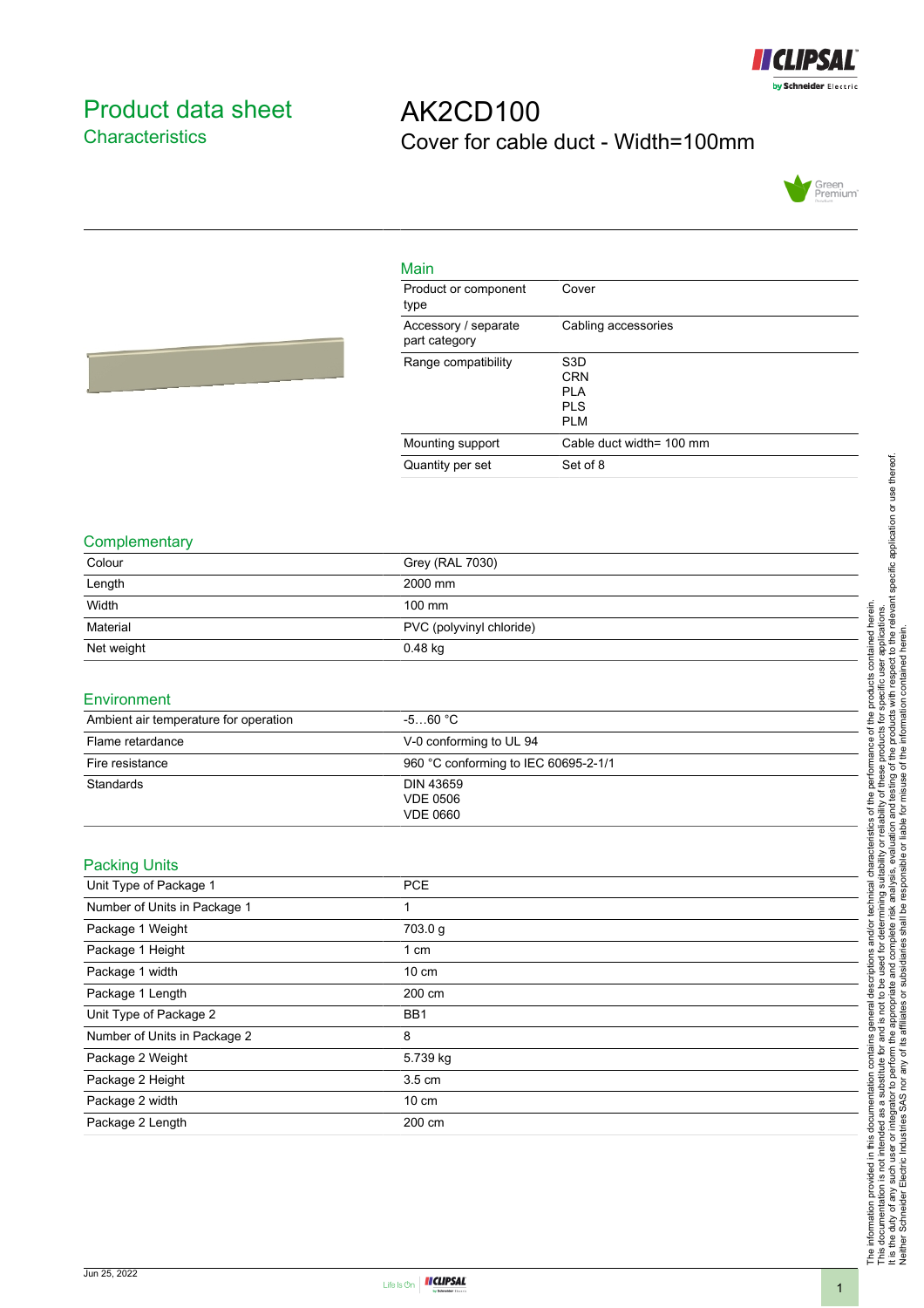# Product data sheet
## Characteristics

# AK2CD100
Cover for cable duct - Width=100mm

### Main

| | |
|---|---|
| Product or component type | Cover |
| Accessory / separate part category | Cabling accessories |
| Range compatibility | S3D<br>CRN<br>PLA<br>PLS<br>PLM |
| Mounting support | Cable duct width= 100 mm |
| Quantity per set | Set of 8 |

### Complementary

| | |
|---|---|
| Colour | Grey (RAL 7030) |
| Length | 2000 mm |
| Width | 100 mm |
| Material | PVC (polyvinyl chloride) |
| Net weight | 0.48 kg |

### Environment

| | |
|---|---|
| Ambient air temperature for operation | -5…60 °C |
| Flame retardance | V-0 conforming to UL 94 |
| Fire resistance | 960 °C conforming to IEC 60695-2-1/1 |
| Standards | DIN 43659<br>VDE 0506<br>VDE 0660 |

### Packing Units

| | |
|---|---|
| Unit Type of Package 1 | PCE |
| Number of Units in Package 1 | 1 |
| Package 1 Weight | 703.0 g |
| Package 1 Height | 1 cm |
| Package 1 width | 10 cm |
| Package 1 Length | 200 cm |
| Unit Type of Package 2 | BB1 |
| Number of Units in Package 2 | 8 |
| Package 2 Weight | 5.739 kg |
| Package 2 Height | 3.5 cm |
| Package 2 width | 10 cm |
| Package 2 Length | 200 cm |

The information provided in this documentation contains general descriptions and/or technical characteristics of the performance of the products contained herein. This documentation is not intended as a substitute for and is not to be used for determining suitability or reliability of these products for specific user applications. It is the duty of any such user or integrator to perform the appropriate and complete risk analysis, evaluation and testing of the products with respect to the relevant specific application or use thereof. Neither Schneider Electric Industries SAS nor any of its affiliates or subsidiaries shall be responsible or liable for misuse of the information contained herein.

Jun 25, 2022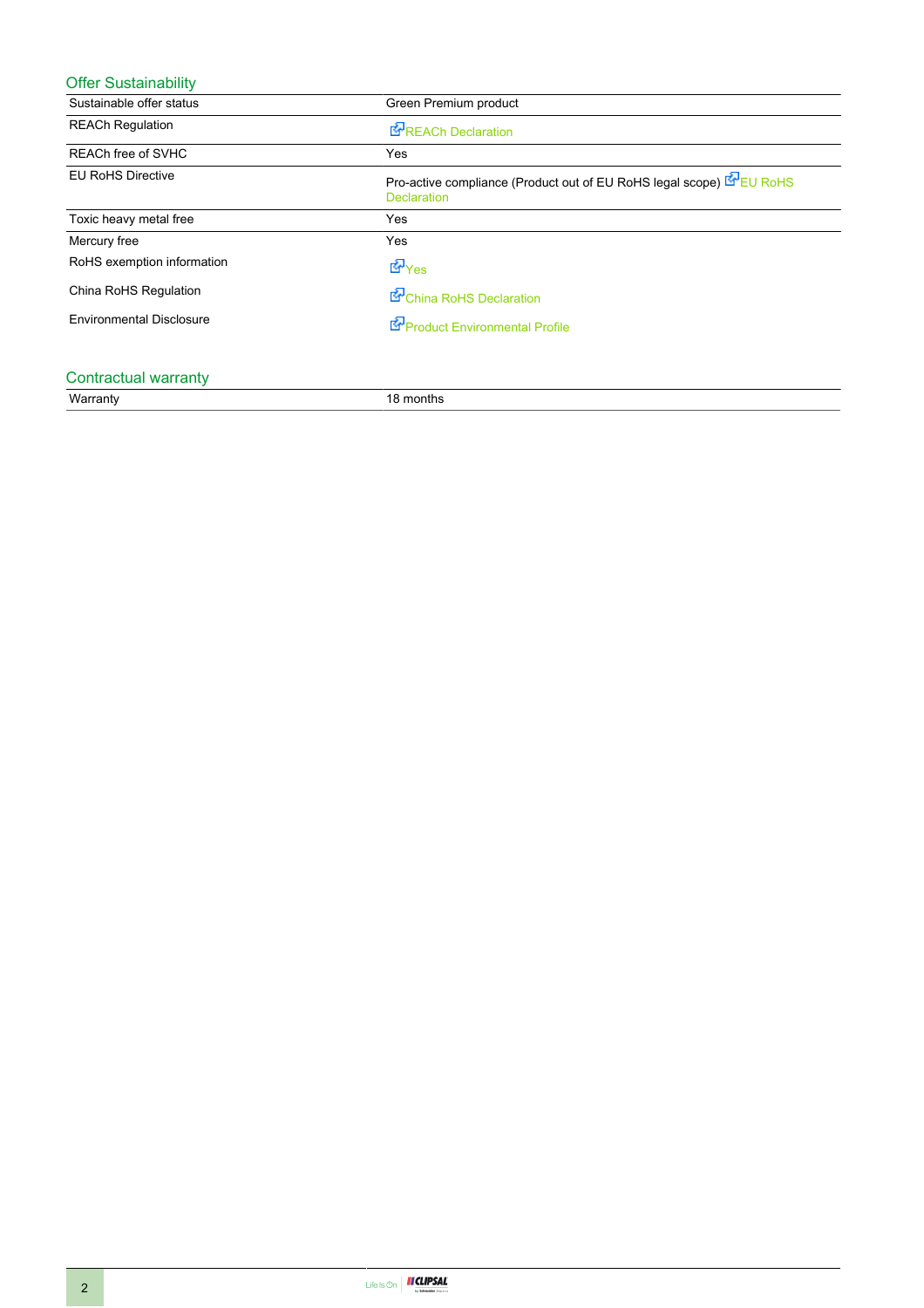## Offer Sustainability

| | |
|---|---|
| Sustainable offer status | Green Premium product |
| REACh Regulation | REACh Declaration |
| REACh free of SVHC | Yes |
| EU RoHS Directive | Pro-active compliance (Product out of EU RoHS legal scope) EU RoHS Declaration |
| Toxic heavy metal free | Yes |
| Mercury free | Yes |
| RoHS exemption information | Yes |
| China RoHS Regulation | China RoHS Declaration |
| Environmental Disclosure | Product Environmental Profile |

## Contractual warranty

| | |
|---|---|
| Warranty | 18 months |